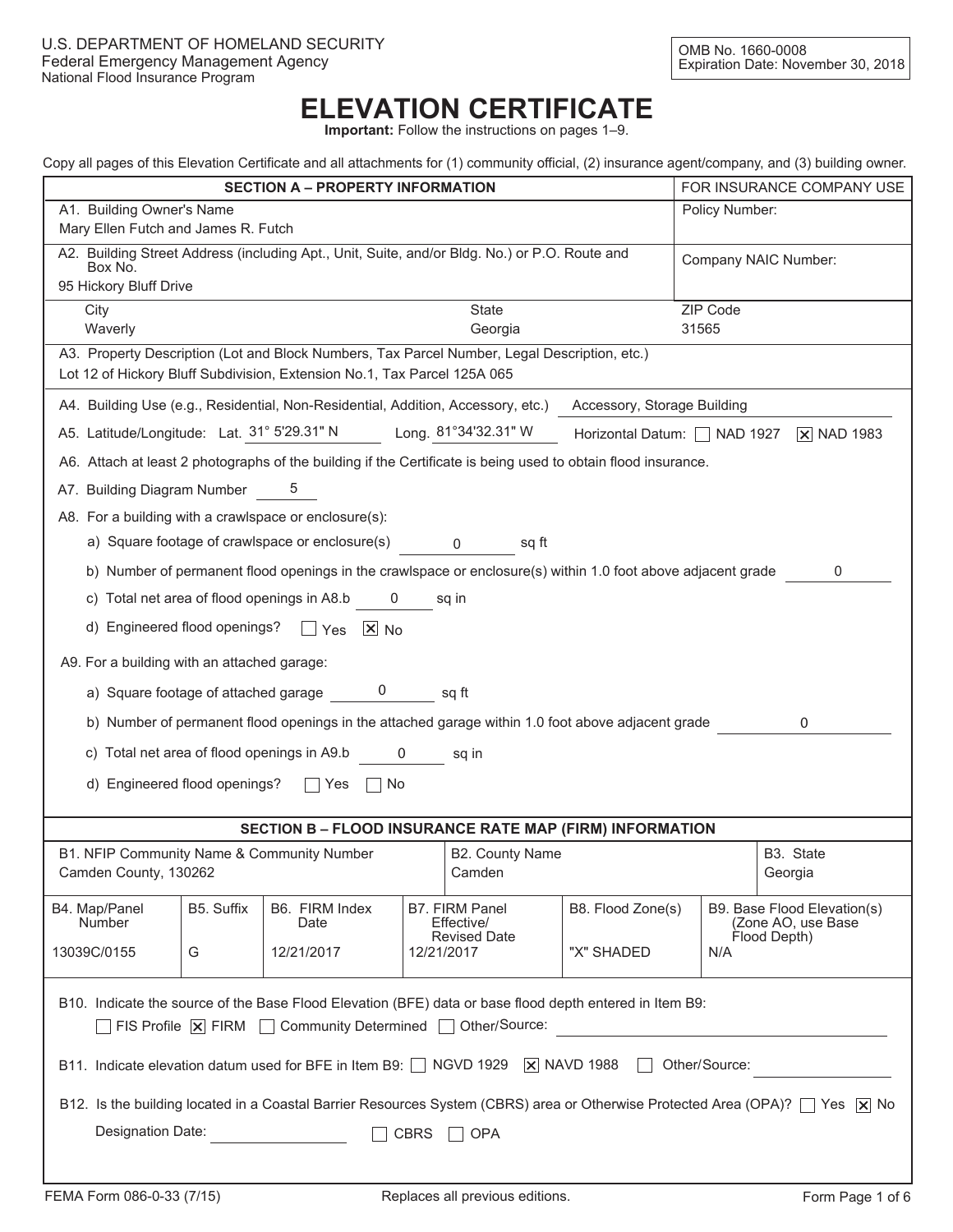U.S. DEPARTMENT OF HOMELAND SECURITY
Federal Emergency Management Agency
National Flood Insurance Program

OMB No. 1660-0008
Expiration Date: November 30, 2018

# ELEVATION CERTIFICATE

**Important:** Follow the instructions on pages 1–9.

Copy all pages of this Elevation Certificate and all attachments for (1) community official, (2) insurance agent/company, and (3) building owner.

## SECTION A – PROPERTY INFORMATION

**FOR INSURANCE COMPANY USE**
Policy Number:
Company NAIC Number:

A1. Building Owner's Name
Mary Ellen Futch and James R. Futch

A2. Building Street Address (including Apt., Unit, Suite, and/or Bldg. No.) or P.O. Route and Box No.
95 Hickory Bluff Drive

| City | State | ZIP Code |
|---|---|---|
| Waverly | Georgia | 31565 |

A3. Property Description (Lot and Block Numbers, Tax Parcel Number, Legal Description, etc.)
Lot 12 of Hickory Bluff Subdivision, Extension No.1, Tax Parcel 125A 065

A4. Building Use (e.g., Residential, Non-Residential, Addition, Accessory, etc.) Accessory, Storage Building

A5. Latitude/Longitude: Lat. 31° 5'29.31" N Long. 81°34'32.31" W Horizontal Datum: ☐ NAD 1927 ☒ NAD 1983

A6. Attach at least 2 photographs of the building if the Certificate is being used to obtain flood insurance.

A7. Building Diagram Number 5

A8. For a building with a crawlspace or enclosure(s):

a) Square footage of crawlspace or enclosure(s) 0 sq ft

b) Number of permanent flood openings in the crawlspace or enclosure(s) within 1.0 foot above adjacent grade 0

c) Total net area of flood openings in A8.b 0 sq in

d) Engineered flood openings? ☐ Yes ☒ No

A9. For a building with an attached garage:

a) Square footage of attached garage 0 sq ft

b) Number of permanent flood openings in the attached garage within 1.0 foot above adjacent grade 0

c) Total net area of flood openings in A9.b 0 sq in

d) Engineered flood openings? ☐ Yes ☐ No

## SECTION B – FLOOD INSURANCE RATE MAP (FIRM) INFORMATION

| B1. NFIP Community Name & Community Number | B2. County Name | B3. State |
|---|---|---|
| Camden County, 130262 | Camden | Georgia |

| B4. Map/Panel Number | B5. Suffix | B6. FIRM Index Date | B7. FIRM Panel Effective/Revised Date | B8. Flood Zone(s) | B9. Base Flood Elevation(s) (Zone AO, use Base Flood Depth) |
|---|---|---|---|---|---|
| 13039C/0155 | G | 12/21/2017 | 12/21/2017 | "X" SHADED | N/A |

B10. Indicate the source of the Base Flood Elevation (BFE) data or base flood depth entered in Item B9:
☐ FIS Profile ☒ FIRM ☐ Community Determined ☐ Other/Source:

B11. Indicate elevation datum used for BFE in Item B9: ☐ NGVD 1929 ☒ NAVD 1988 ☐ Other/Source:

B12. Is the building located in a Coastal Barrier Resources System (CBRS) area or Otherwise Protected Area (OPA)? ☐ Yes ☒ No

Designation Date: ☐ CBRS ☐ OPA

FEMA Form 086-0-33 (7/15) Replaces all previous editions.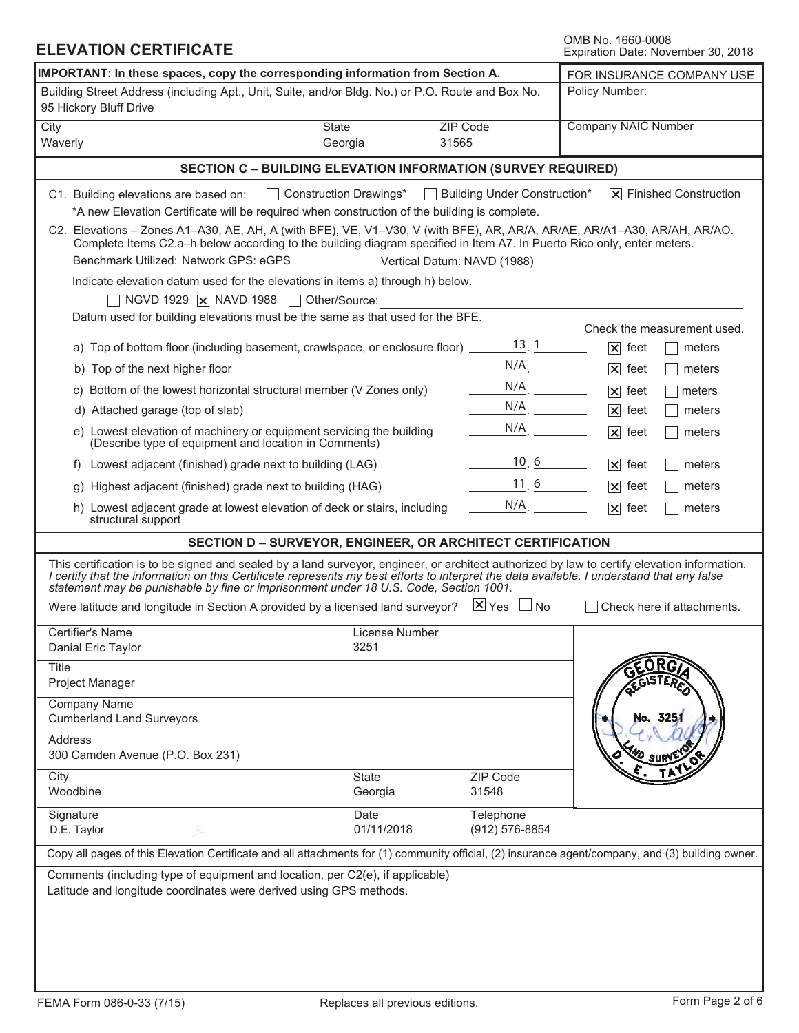# ELEVATION CERTIFICATE

OMB No. 1660-0008
Expiration Date: November 30, 2018

**IMPORTANT: In these spaces, copy the corresponding information from Section A.**

| Building Street Address (including Apt., Unit, Suite, and/or Bldg. No.) or P.O. Route and Box No. | | | FOR INSURANCE COMPANY USE |
|---|---|---|---|
| 95 Hickory Bluff Drive | | | Policy Number: |
| City: Waverly | State: Georgia | ZIP Code: 31565 | Company NAIC Number |

## SECTION C – BUILDING ELEVATION INFORMATION (SURVEY REQUIRED)

C1. Building elevations are based on: ☐ Construction Drawings* ☐ Building Under Construction* ☒ Finished Construction

*A new Elevation Certificate will be required when construction of the building is complete.

C2. Elevations – Zones A1–A30, AE, AH, A (with BFE), VE, V1–V30, V (with BFE), AR, AR/A, AR/AE, AR/A1–A30, AR/AH, AR/AO. Complete Items C2.a–h below according to the building diagram specified in Item A7. In Puerto Rico only, enter meters.

Benchmark Utilized: Network GPS: eGPS    Vertical Datum: NAVD (1988)

Indicate elevation datum used for the elevations in items a) through h) below.

☐ NGVD 1929 ☒ NAVD 1988 ☐ Other/Source:

Datum used for building elevations must be the same as that used for the BFE.

| Item | Elevation | Check the measurement used. |
|---|---|---|
| a) Top of bottom floor (including basement, crawlspace, or enclosure floor) | 13.1 | ☒ feet ☐ meters |
| b) Top of the next higher floor | N/A | ☒ feet ☐ meters |
| c) Bottom of the lowest horizontal structural member (V Zones only) | N/A | ☒ feet ☐ meters |
| d) Attached garage (top of slab) | N/A | ☒ feet ☐ meters |
| e) Lowest elevation of machinery or equipment servicing the building (Describe type of equipment and location in Comments) | N/A | ☒ feet ☐ meters |
| f) Lowest adjacent (finished) grade next to building (LAG) | 10.6 | ☒ feet ☐ meters |
| g) Highest adjacent (finished) grade next to building (HAG) | 11.6 | ☒ feet ☐ meters |
| h) Lowest adjacent grade at lowest elevation of deck or stairs, including structural support | N/A | ☒ feet ☐ meters |

## SECTION D – SURVEYOR, ENGINEER, OR ARCHITECT CERTIFICATION

This certification is to be signed and sealed by a land surveyor, engineer, or architect authorized by law to certify elevation information. *I certify that the information on this Certificate represents my best efforts to interpret the data available. I understand that any false statement may be punishable by fine or imprisonment under 18 U.S. Code, Section 1001.*

Were latitude and longitude in Section A provided by a licensed land surveyor? ☒ Yes ☐ No    ☐ Check here if attachments.

| Certifier's Name | License Number | |
|---|---|---|
| Danial Eric Taylor | 3251 | |
| Title: Project Manager | | |
| Company Name: Cumberland Land Surveyors | | |
| Address: 300 Camden Avenue (P.O. Box 231) | | |
| City: Woodbine | State: Georgia | ZIP Code: 31548 |
| Signature: D.E. Taylor | Date: 01/11/2018 | Telephone: (912) 576-8854 |

Seal: GEORGIA REGISTERED No. 3251 LAND SURVEYOR D. E. TAYLOR

Copy all pages of this Elevation Certificate and all attachments for (1) community official, (2) insurance agent/company, and (3) building owner.

Comments (including type of equipment and location, per C2(e), if applicable)

Latitude and longitude coordinates were derived using GPS methods.

FEMA Form 086-0-33 (7/15)    Replaces all previous editions.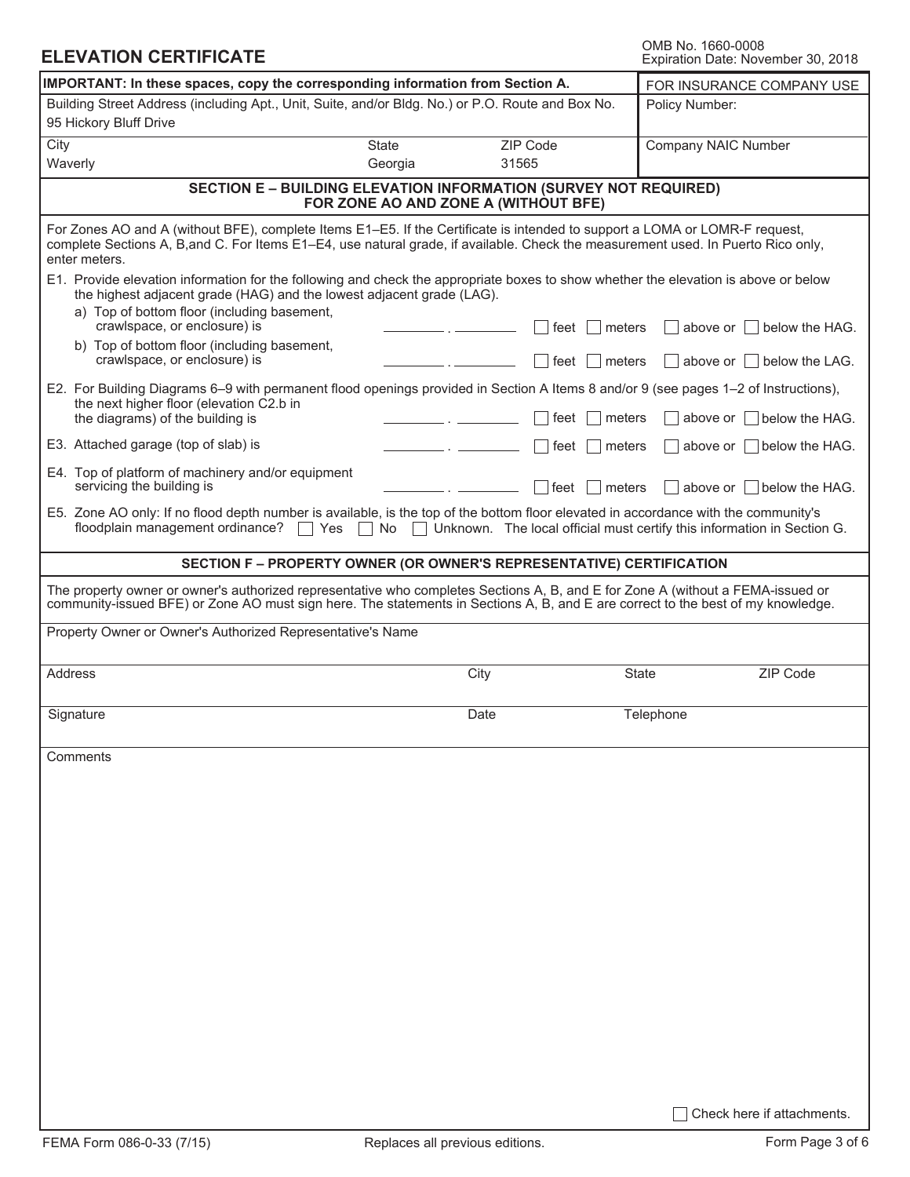# ELEVATION CERTIFICATE

OMB No. 1660-0008
Expiration Date: November 30, 2018

| **IMPORTANT: In these spaces, copy the corresponding information from Section A.** | | | FOR INSURANCE COMPANY USE |
|---|---|---|---|
| Building Street Address (including Apt., Unit, Suite, and/or Bldg. No.) or P.O. Route and Box No.<br>95 Hickory Bluff Drive | | | Policy Number: |
| City<br>Waverly | State<br>Georgia | ZIP Code<br>31565 | Company NAIC Number |

## SECTION E – BUILDING ELEVATION INFORMATION (SURVEY NOT REQUIRED) FOR ZONE AO AND ZONE A (WITHOUT BFE)

For Zones AO and A (without BFE), complete Items E1–E5. If the Certificate is intended to support a LOMA or LOMR-F request, complete Sections A, B,and C. For Items E1–E4, use natural grade, if available. Check the measurement used. In Puerto Rico only, enter meters.

E1. Provide elevation information for the following and check the appropriate boxes to show whether the elevation is above or below the highest adjacent grade (HAG) and the lowest adjacent grade (LAG).

a) Top of bottom floor (including basement, crawlspace, or enclosure) is ________ . ________ ☐ feet ☐ meters ☐ above or ☐ below the HAG.

b) Top of bottom floor (including basement, crawlspace, or enclosure) is ________ . ________ ☐ feet ☐ meters ☐ above or ☐ below the LAG.

E2. For Building Diagrams 6–9 with permanent flood openings provided in Section A Items 8 and/or 9 (see pages 1–2 of Instructions), the next higher floor (elevation C2.b in the diagrams) of the building is ________ . ________ ☐ feet ☐ meters ☐ above or ☐ below the HAG.

E3. Attached garage (top of slab) is ________ . ________ ☐ feet ☐ meters ☐ above or ☐ below the HAG.

E4. Top of platform of machinery and/or equipment servicing the building is ________ . ________ ☐ feet ☐ meters ☐ above or ☐ below the HAG.

E5. Zone AO only: If no flood depth number is available, is the top of the bottom floor elevated in accordance with the community's floodplain management ordinance? ☐ Yes ☐ No ☐ Unknown. The local official must certify this information in Section G.

## SECTION F – PROPERTY OWNER (OR OWNER'S REPRESENTATIVE) CERTIFICATION

The property owner or owner's authorized representative who completes Sections A, B, and E for Zone A (without a FEMA-issued or community-issued BFE) or Zone AO must sign here. The statements in Sections A, B, and E are correct to the best of my knowledge.

| Property Owner or Owner's Authorized Representative's Name | | | |
|---|---|---|---|
| Address | City | State | ZIP Code |
| Signature | Date | Telephone | |

Comments

☐ Check here if attachments.

FEMA Form 086-0-33 (7/15) Replaces all previous editions.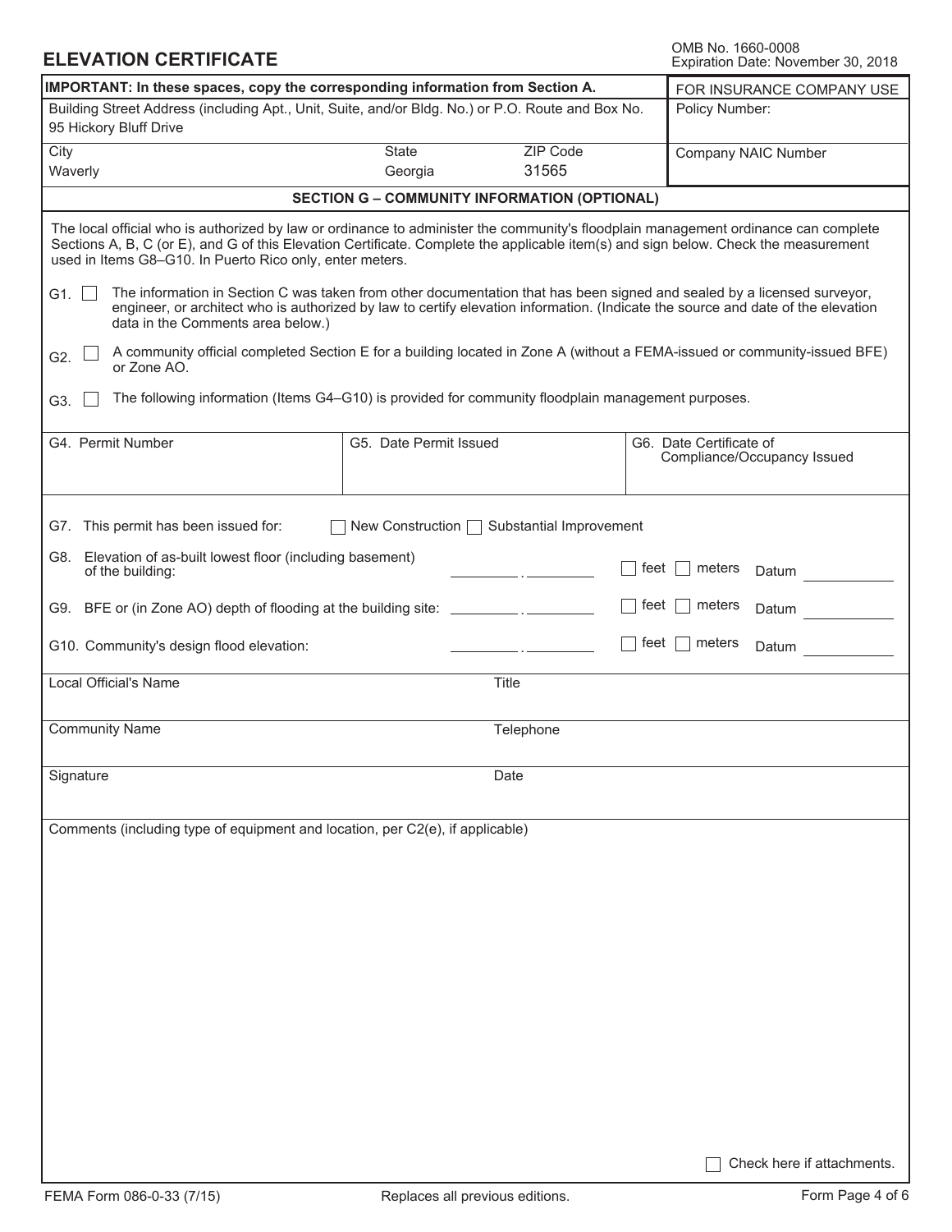# ELEVATION CERTIFICATE

OMB No. 1660-0008
Expiration Date: November 30, 2018

| **IMPORTANT: In these spaces, copy the corresponding information from Section A.** | | | FOR INSURANCE COMPANY USE |
|---|---|---|---|
| Building Street Address (including Apt., Unit, Suite, and/or Bldg. No.) or P.O. Route and Box No.<br>95 Hickory Bluff Drive | | | Policy Number: |
| City<br>Waverly | State<br>Georgia | ZIP Code<br>31565 | Company NAIC Number |

## SECTION G – COMMUNITY INFORMATION (OPTIONAL)

The local official who is authorized by law or ordinance to administer the community's floodplain management ordinance can complete Sections A, B, C (or E), and G of this Elevation Certificate. Complete the applicable item(s) and sign below. Check the measurement used in Items G8–G10. In Puerto Rico only, enter meters.

G1. ☐ The information in Section C was taken from other documentation that has been signed and sealed by a licensed surveyor, engineer, or architect who is authorized by law to certify elevation information. (Indicate the source and date of the elevation data in the Comments area below.)

G2. ☐ A community official completed Section E for a building located in Zone A (without a FEMA-issued or community-issued BFE) or Zone AO.

G3. ☐ The following information (Items G4–G10) is provided for community floodplain management purposes.

| G4. Permit Number | G5. Date Permit Issued | G6. Date Certificate of Compliance/Occupancy Issued |
|---|---|---|
| | | |

G7. This permit has been issued for: ☐ New Construction ☐ Substantial Improvement

G8. Elevation of as-built lowest floor (including basement) of the building: ______ . ______ ☐ feet ☐ meters Datum ______

G9. BFE or (in Zone AO) depth of flooding at the building site: ______ . ______ ☐ feet ☐ meters Datum ______

G10. Community's design flood elevation: ______ . ______ ☐ feet ☐ meters Datum ______

| Local Official's Name | Title |
|---|---|
| Community Name | Telephone |
| Signature | Date |

Comments (including type of equipment and location, per C2(e), if applicable)

☐ Check here if attachments.

FEMA Form 086-0-33 (7/15) Replaces all previous editions.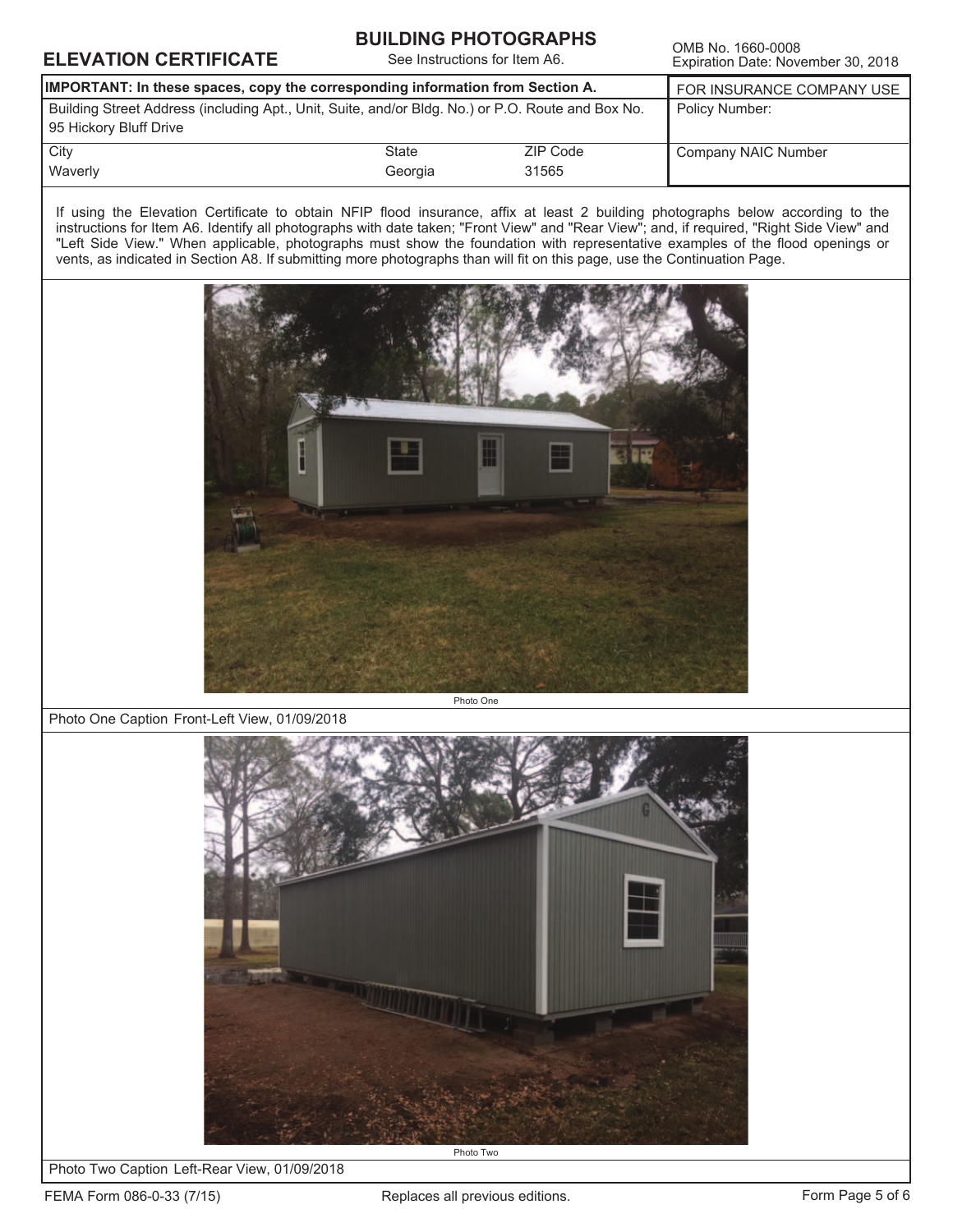# ELEVATION CERTIFICATE

## BUILDING PHOTOGRAPHS

See Instructions for Item A6.

OMB No. 1660-0008
Expiration Date: November 30, 2018

| IMPORTANT: In these spaces, copy the corresponding information from Section A. | | | FOR INSURANCE COMPANY USE |
|---|---|---|---|
| Building Street Address (including Apt., Unit, Suite, and/or Bldg. No.) or P.O. Route and Box No.<br>95 Hickory Bluff Drive | | | Policy Number: |
| City<br>Waverly | State<br>Georgia | ZIP Code<br>31565 | Company NAIC Number |

If using the Elevation Certificate to obtain NFIP flood insurance, affix at least 2 building photographs below according to the instructions for Item A6. Identify all photographs with date taken; "Front View" and "Rear View"; and, if required, "Right Side View" and "Left Side View." When applicable, photographs must show the foundation with representative examples of the flood openings or vents, as indicated in Section A8. If submitting more photographs than will fit on this page, use the Continuation Page.

Photo One

Photo One Caption Front-Left View, 01/09/2018

Photo Two

Photo Two Caption Left-Rear View, 01/09/2018

FEMA Form 086-0-33 (7/15) Replaces all previous editions.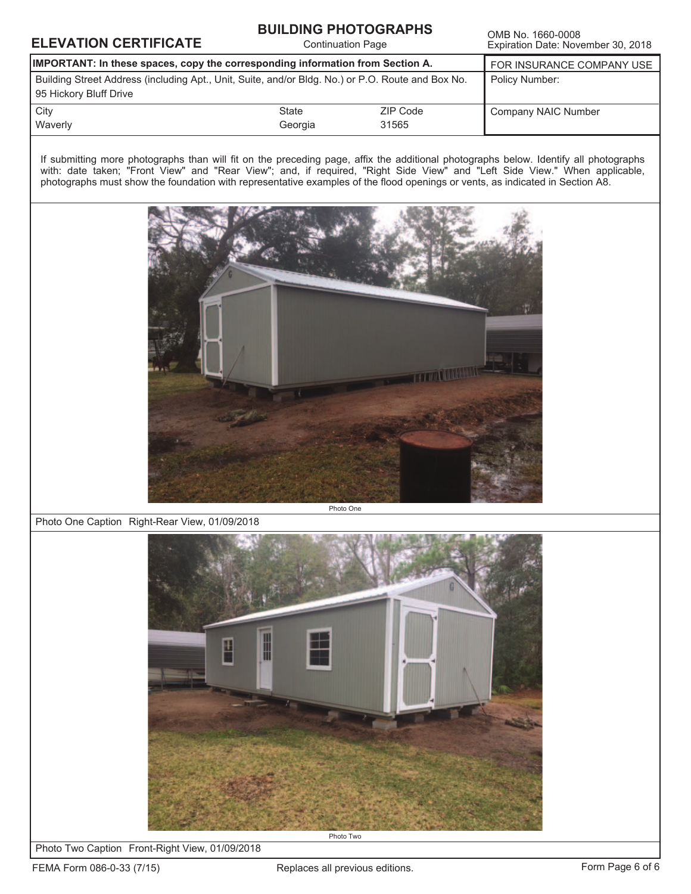# ELEVATION CERTIFICATE

## BUILDING PHOTOGRAPHS

Continuation Page

OMB No. 1660-0008
Expiration Date: November 30, 2018

| IMPORTANT: In these spaces, copy the corresponding information from Section A. | | | FOR INSURANCE COMPANY USE |
|---|---|---|---|
| Building Street Address (including Apt., Unit, Suite, and/or Bldg. No.) or P.O. Route and Box No.<br>95 Hickory Bluff Drive | | | Policy Number: |
| City<br>Waverly | State<br>Georgia | ZIP Code<br>31565 | Company NAIC Number |

If submitting more photographs than will fit on the preceding page, affix the additional photographs below. Identify all photographs with: date taken; "Front View" and "Rear View"; and, if required, "Right Side View" and "Left Side View." When applicable, photographs must show the foundation with representative examples of the flood openings or vents, as indicated in Section A8.

Photo One

Photo One Caption Right-Rear View, 01/09/2018

Photo Two

Photo Two Caption Front-Right View, 01/09/2018

FEMA Form 086-0-33 (7/15) Replaces all previous editions.